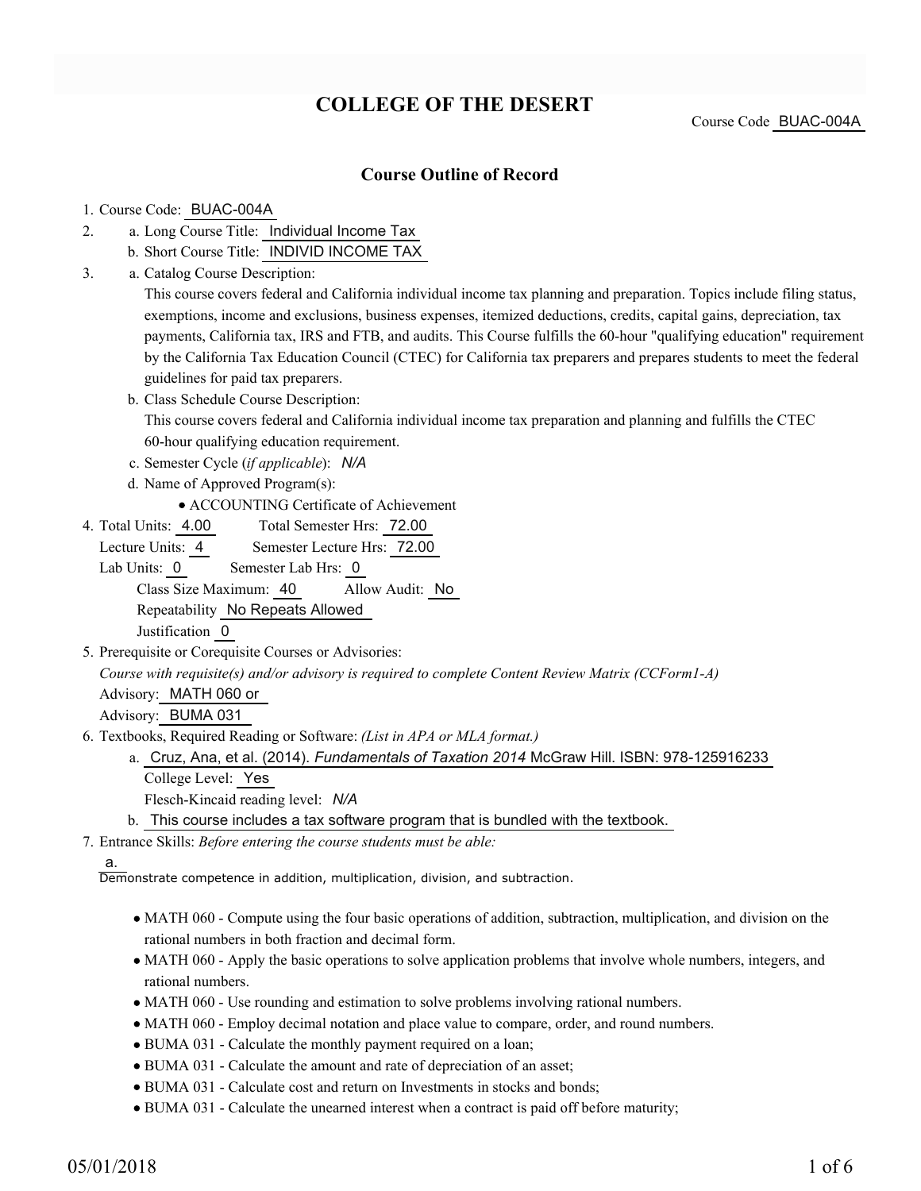# COLLEGE OF THE DESERT

Course Code BUAC-004A

## Course Outline of Record

1. Course Code: BUAC-004A
2. a. Long Course Title: Individual Income Tax
   b. Short Course Title: INDIVID INCOME TAX
3. a. Catalog Course Description:
   This course covers federal and California individual income tax planning and preparation. Topics include filing status, exemptions, income and exclusions, business expenses, itemized deductions, credits, capital gains, depreciation, tax payments, California tax, IRS and FTB, and audits. This Course fulfills the 60-hour "qualifying education" requirement by the California Tax Education Council (CTEC) for California tax preparers and prepares students to meet the federal guidelines for paid tax preparers.
   b. Class Schedule Course Description:
   This course covers federal and California individual income tax preparation and planning and fulfills the CTEC 60-hour qualifying education requirement.
   c. Semester Cycle (*if applicable*): *N/A*
   d. Name of Approved Program(s):
      - ACCOUNTING Certificate of Achievement
4. Total Units: 4.00 Total Semester Hrs: 72.00
   Lecture Units: 4 Semester Lecture Hrs: 72.00
   Lab Units: 0 Semester Lab Hrs: 0
   Class Size Maximum: 40 Allow Audit: No
   Repeatability No Repeats Allowed
   Justification 0
5. Prerequisite or Corequisite Courses or Advisories:
   *Course with requisite(s) and/or advisory is required to complete Content Review Matrix (CCForm1-A)*
   Advisory: MATH 060 or
   Advisory: BUMA 031
6. Textbooks, Required Reading or Software: *(List in APA or MLA format.)*
   a. Cruz, Ana, et al. (2014). *Fundamentals of Taxation 2014* McGraw Hill. ISBN: 978-125916233
      College Level: Yes
      Flesch-Kincaid reading level: *N/A*
   b. This course includes a tax software program that is bundled with the textbook.
7. Entrance Skills: *Before entering the course students must be able:*
   a.
   Demonstrate competence in addition, multiplication, division, and subtraction.

   - MATH 060 - Compute using the four basic operations of addition, subtraction, multiplication, and division on the rational numbers in both fraction and decimal form.
   - MATH 060 - Apply the basic operations to solve application problems that involve whole numbers, integers, and rational numbers.
   - MATH 060 - Use rounding and estimation to solve problems involving rational numbers.
   - MATH 060 - Employ decimal notation and place value to compare, order, and round numbers.
   - BUMA 031 - Calculate the monthly payment required on a loan;
   - BUMA 031 - Calculate the amount and rate of depreciation of an asset;
   - BUMA 031 - Calculate cost and return on Investments in stocks and bonds;
   - BUMA 031 - Calculate the unearned interest when a contract is paid off before maturity;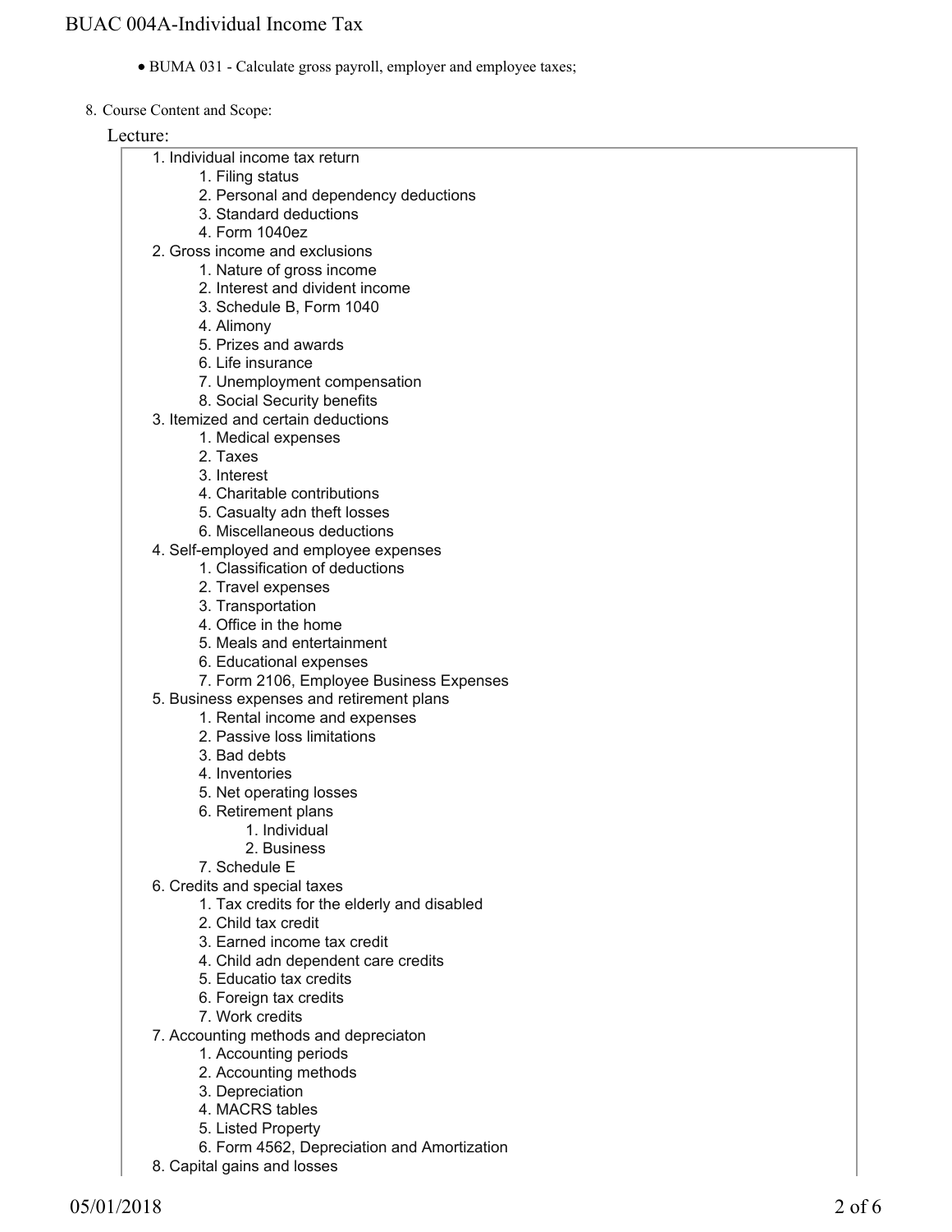- BUMA 031 - Calculate gross payroll, employer and employee taxes;

8. Course Content and Scope:

Lecture:

1. Individual income tax return
   1. Filing status
   2. Personal and dependency deductions
   3. Standard deductions
   4. Form 1040ez
2. Gross income and exclusions
   1. Nature of gross income
   2. Interest and divident income
   3. Schedule B, Form 1040
   4. Alimony
   5. Prizes and awards
   6. Life insurance
   7. Unemployment compensation
   8. Social Security benefits
3. Itemized and certain deductions
   1. Medical expenses
   2. Taxes
   3. Interest
   4. Charitable contributions
   5. Casualty adn theft losses
   6. Miscellaneous deductions
4. Self-employed and employee expenses
   1. Classification of deductions
   2. Travel expenses
   3. Transportation
   4. Office in the home
   5. Meals and entertainment
   6. Educational expenses
   7. Form 2106, Employee Business Expenses
5. Business expenses and retirement plans
   1. Rental income and expenses
   2. Passive loss limitations
   3. Bad debts
   4. Inventories
   5. Net operating losses
   6. Retirement plans
      1. Individual
      2. Business
   7. Schedule E
6. Credits and special taxes
   1. Tax credits for the elderly and disabled
   2. Child tax credit
   3. Earned income tax credit
   4. Child adn dependent care credits
   5. Educatio tax credits
   6. Foreign tax credits
   7. Work credits
7. Accounting methods and depreciaton
   1. Accounting periods
   2. Accounting methods
   3. Depreciation
   4. MACRS tables
   5. Listed Property
   6. Form 4562, Depreciation and Amortization
8. Capital gains and losses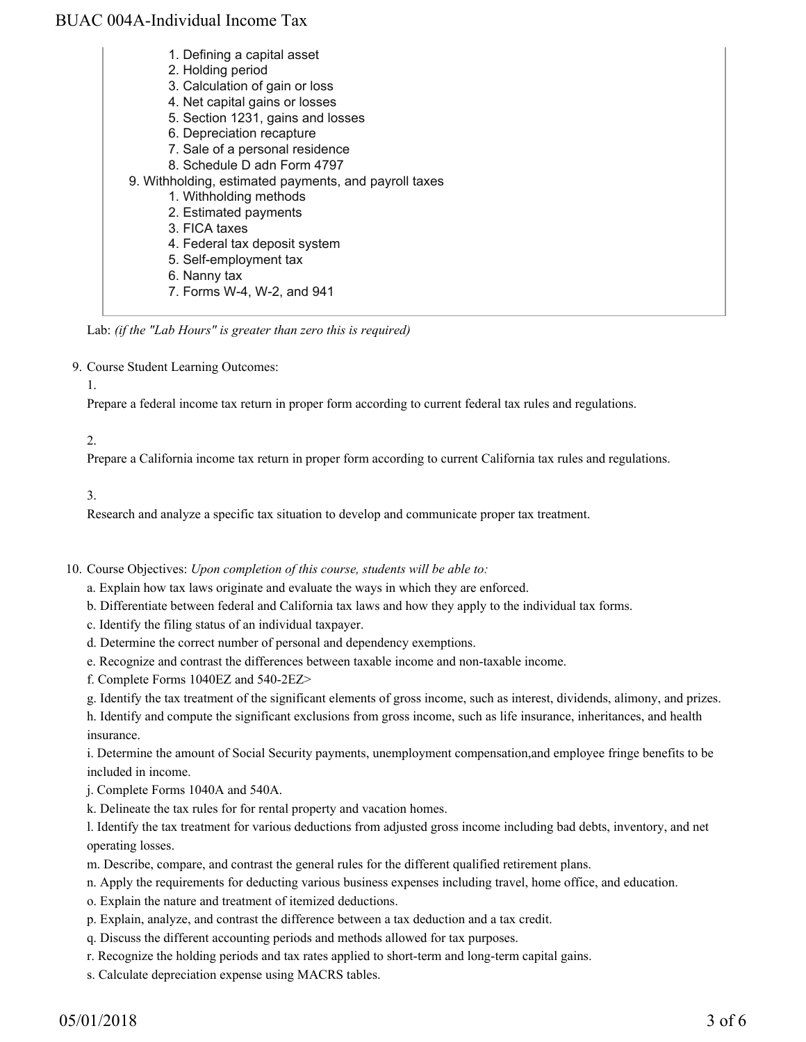1. Defining a capital asset
2. Holding period
3. Calculation of gain or loss
4. Net capital gains or losses
5. Section 1231, gains and losses
6. Depreciation recapture
7. Sale of a personal residence
8. Schedule D adn Form 4797

9. Withholding, estimated payments, and payroll taxes
    1. Withholding methods
    2. Estimated payments
    3. FICA taxes
    4. Federal tax deposit system
    5. Self-employment tax
    6. Nanny tax
    7. Forms W-4, W-2, and 941

Lab: *(if the "Lab Hours" is greater than zero this is required)*

9. Course Student Learning Outcomes:

    1.

    Prepare a federal income tax return in proper form according to current federal tax rules and regulations.

    2.

    Prepare a California income tax return in proper form according to current California tax rules and regulations.

    3.

    Research and analyze a specific tax situation to develop and communicate proper tax treatment.

10. Course Objectives: *Upon completion of this course, students will be able to:*

    a. Explain how tax laws originate and evaluate the ways in which they are enforced.
    b. Differentiate between federal and California tax laws and how they apply to the individual tax forms.
    c. Identify the filing status of an individual taxpayer.
    d. Determine the correct number of personal and dependency exemptions.
    e. Recognize and contrast the differences between taxable income and non-taxable income.
    f. Complete Forms 1040EZ and 540-2EZ>
    g. Identify the tax treatment of the significant elements of gross income, such as interest, dividends, alimony, and prizes.
    h. Identify and compute the significant exclusions from gross income, such as life insurance, inheritances, and health insurance.
    i. Determine the amount of Social Security payments, unemployment compensation,and employee fringe benefits to be included in income.
    j. Complete Forms 1040A and 540A.
    k. Delineate the tax rules for for rental property and vacation homes.
    l. Identify the tax treatment for various deductions from adjusted gross income including bad debts, inventory, and net operating losses.
    m. Describe, compare, and contrast the general rules for the different qualified retirement plans.
    n. Apply the requirements for deducting various business expenses including travel, home office, and education.
    o. Explain the nature and treatment of itemized deductions.
    p. Explain, analyze, and contrast the difference between a tax deduction and a tax credit.
    q. Discuss the different accounting periods and methods allowed for tax purposes.
    r. Recognize the holding periods and tax rates applied to short-term and long-term capital gains.
    s. Calculate depreciation expense using MACRS tables.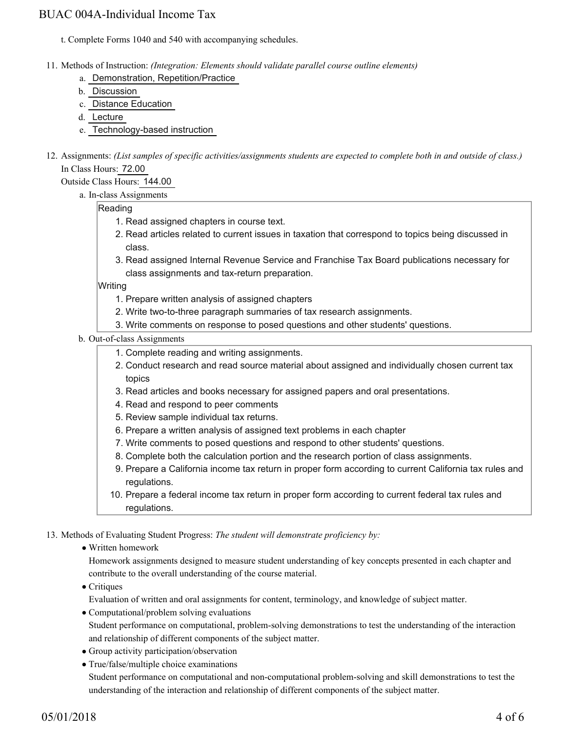t. Complete Forms 1040 and 540 with accompanying schedules.

11. Methods of Instruction: *(Integration: Elements should validate parallel course outline elements)*
    a. Demonstration, Repetition/Practice
    b. Discussion
    c. Distance Education
    d. Lecture
    e. Technology-based instruction

12. Assignments: *(List samples of specific activities/assignments students are expected to complete both in and outside of class.)*
    In Class Hours: 72.00
    Outside Class Hours: 144.00
    a. In-class Assignments

    Reading
    1. Read assigned chapters in course text.
    2. Read articles related to current issues in taxation that correspond to topics being discussed in class.
    3. Read assigned Internal Revenue Service and Franchise Tax Board publications necessary for class assignments and tax-return preparation.

    Writing
    1. Prepare written analysis of assigned chapters
    2. Write two-to-three paragraph summaries of tax research assignments.
    3. Write comments on response to posed questions and other students' questions.

    b. Out-of-class Assignments
    1. Complete reading and writing assignments.
    2. Conduct research and read source material about assigned and individually chosen current tax topics
    3. Read articles and books necessary for assigned papers and oral presentations.
    4. Read and respond to peer comments
    5. Review sample individual tax returns.
    6. Prepare a written analysis of assigned text problems in each chapter
    7. Write comments to posed questions and respond to other students' questions.
    8. Complete both the calculation portion and the research portion of class assignments.
    9. Prepare a California income tax return in proper form according to current California tax rules and regulations.
    10. Prepare a federal income tax return in proper form according to current federal tax rules and regulations.

13. Methods of Evaluating Student Progress: *The student will demonstrate proficiency by:*
    - Written homework
      Homework assignments designed to measure student understanding of key concepts presented in each chapter and contribute to the overall understanding of the course material.
    - Critiques
      Evaluation of written and oral assignments for content, terminology, and knowledge of subject matter.
    - Computational/problem solving evaluations
      Student performance on computational, problem-solving demonstrations to test the understanding of the interaction and relationship of different components of the subject matter.
    - Group activity participation/observation
    - True/false/multiple choice examinations
      Student performance on computational and non-computational problem-solving and skill demonstrations to test the understanding of the interaction and relationship of different components of the subject matter.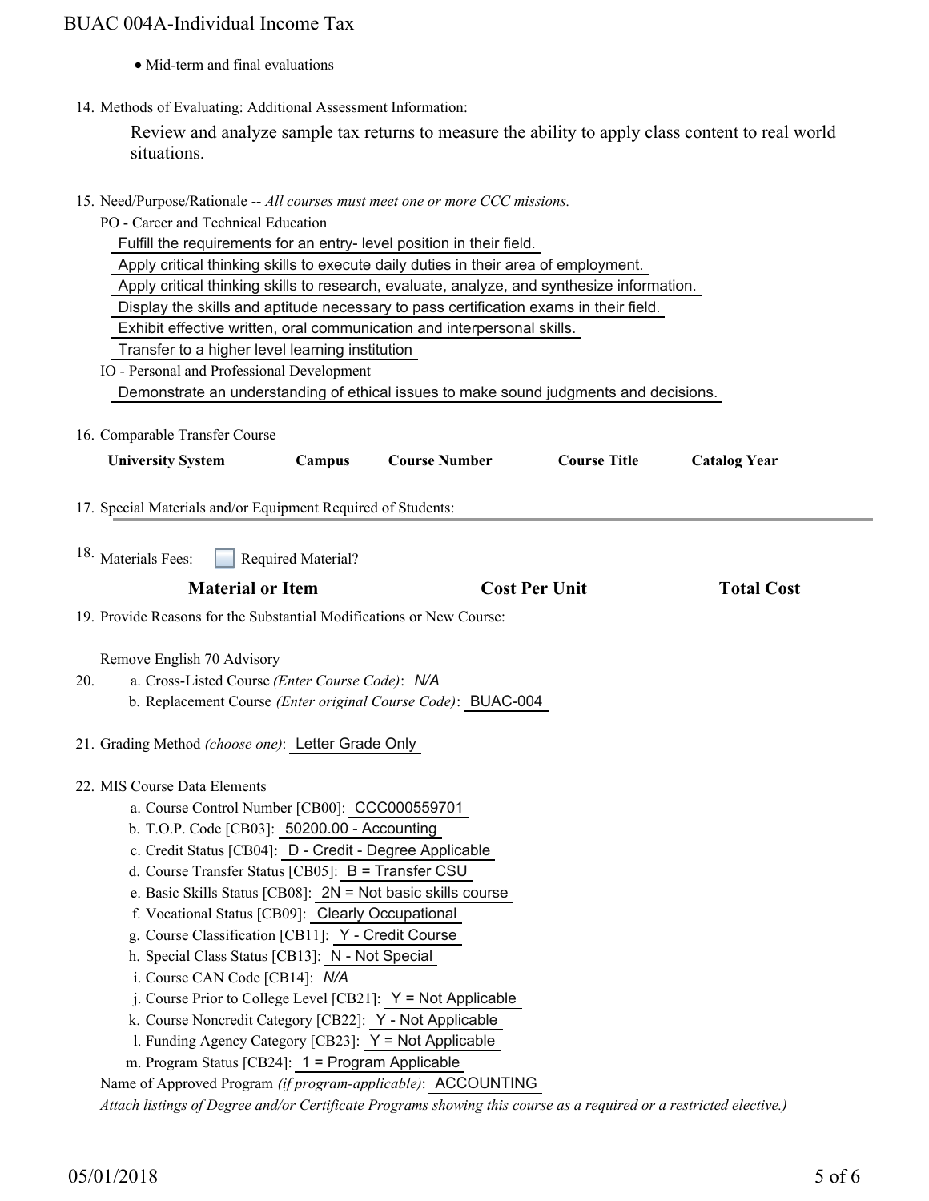- Mid-term and final evaluations

14. Methods of Evaluating: Additional Assessment Information:

    Review and analyze sample tax returns to measure the ability to apply class content to real world situations.

15. Need/Purpose/Rationale -- *All courses must meet one or more CCC missions.*

    PO - Career and Technical Education

    Fulfill the requirements for an entry- level position in their field.

    Apply critical thinking skills to execute daily duties in their area of employment.

    Apply critical thinking skills to research, evaluate, analyze, and synthesize information.

    Display the skills and aptitude necessary to pass certification exams in their field.

    Exhibit effective written, oral communication and interpersonal skills.

    Transfer to a higher level learning institution

    IO - Personal and Professional Development

    Demonstrate an understanding of ethical issues to make sound judgments and decisions.

16. Comparable Transfer Course

| University System | Campus | Course Number | Course Title | Catalog Year |
|---|---|---|---|---|

17. Special Materials and/or Equipment Required of Students:

18. Materials Fees: ☐ Required Material?

| Material or Item | Cost Per Unit | Total Cost |
|---|---|---|

19. Provide Reasons for the Substantial Modifications or New Course:

    Remove English 70 Advisory

20. a. Cross-Listed Course *(Enter Course Code)*: *N/A*

    b. Replacement Course *(Enter original Course Code)*: BUAC-004

21. Grading Method *(choose one)*: Letter Grade Only

22. MIS Course Data Elements

    a. Course Control Number [CB00]: CCC000559701
    b. T.O.P. Code [CB03]: 50200.00 - Accounting
    c. Credit Status [CB04]: D - Credit - Degree Applicable
    d. Course Transfer Status [CB05]: B = Transfer CSU
    e. Basic Skills Status [CB08]: 2N = Not basic skills course
    f. Vocational Status [CB09]: Clearly Occupational
    g. Course Classification [CB11]: Y - Credit Course
    h. Special Class Status [CB13]: N - Not Special
    i. Course CAN Code [CB14]: *N/A*
    j. Course Prior to College Level [CB21]: Y = Not Applicable
    k. Course Noncredit Category [CB22]: Y - Not Applicable
    l. Funding Agency Category [CB23]: Y = Not Applicable
    m. Program Status [CB24]: 1 = Program Applicable

    Name of Approved Program *(if program-applicable)*: ACCOUNTING

    *Attach listings of Degree and/or Certificate Programs showing this course as a required or a restricted elective.)*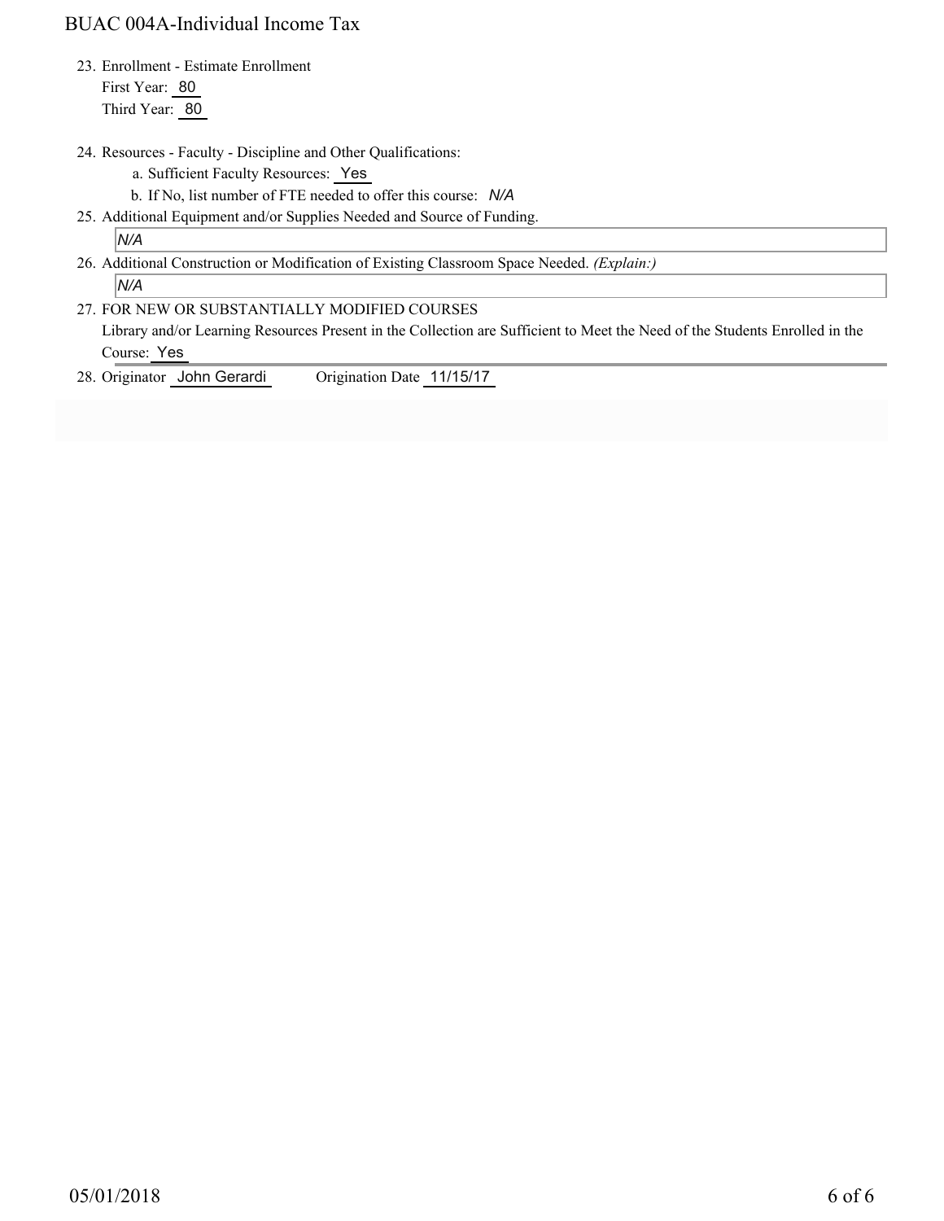23. Enrollment - Estimate Enrollment
    First Year: 80
    Third Year: 80

24. Resources - Faculty - Discipline and Other Qualifications:
    a. Sufficient Faculty Resources: Yes
    b. If No, list number of FTE needed to offer this course: *N/A*

25. Additional Equipment and/or Supplies Needed and Source of Funding.
    *N/A*

26. Additional Construction or Modification of Existing Classroom Space Needed. *(Explain:)*
    *N/A*

27. FOR NEW OR SUBSTANTIALLY MODIFIED COURSES
    Library and/or Learning Resources Present in the Collection are Sufficient to Meet the Need of the Students Enrolled in the Course: Yes

28. Originator John Gerardi     Origination Date 11/15/17